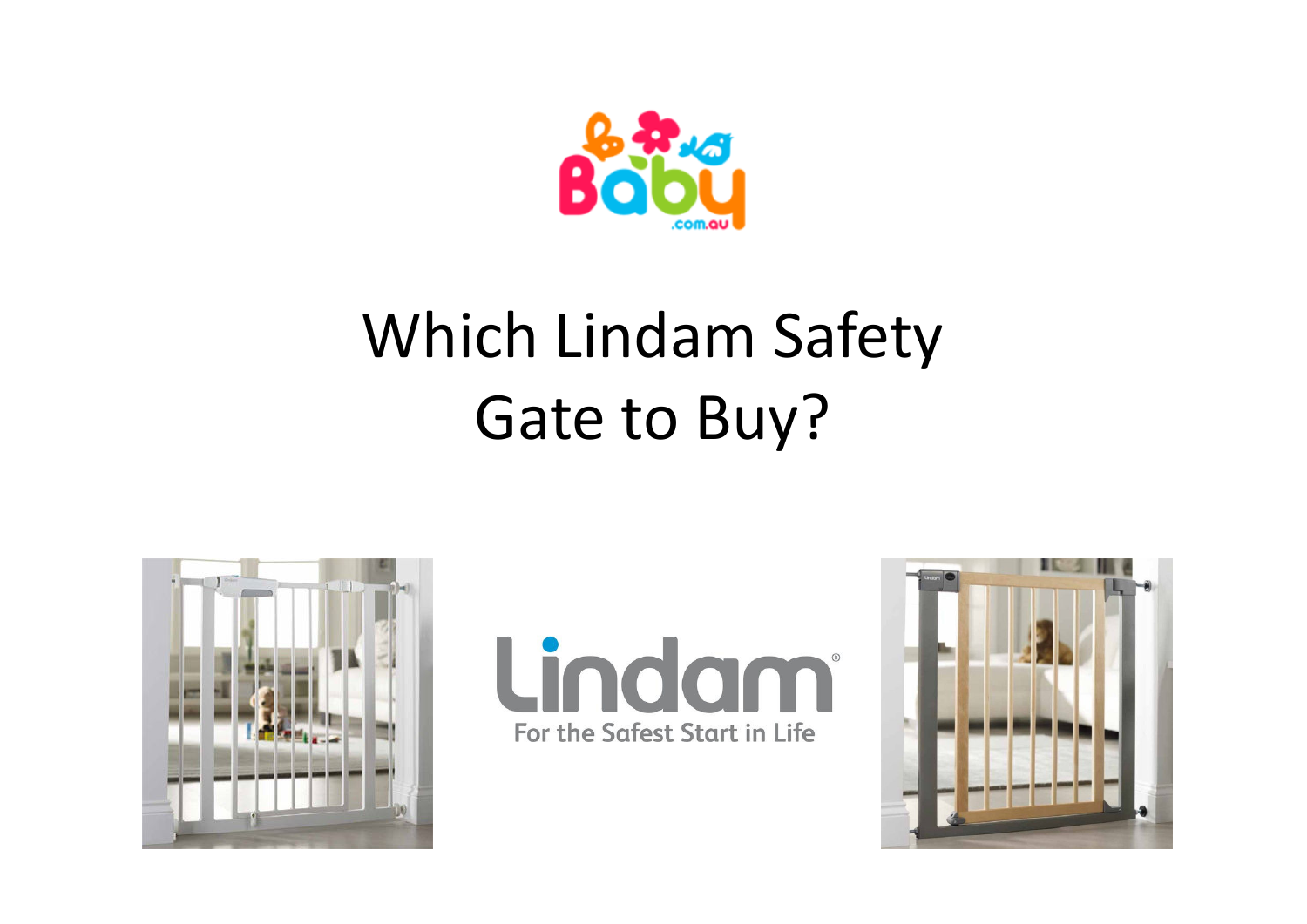# Which Lindam Safety Gate to Buy?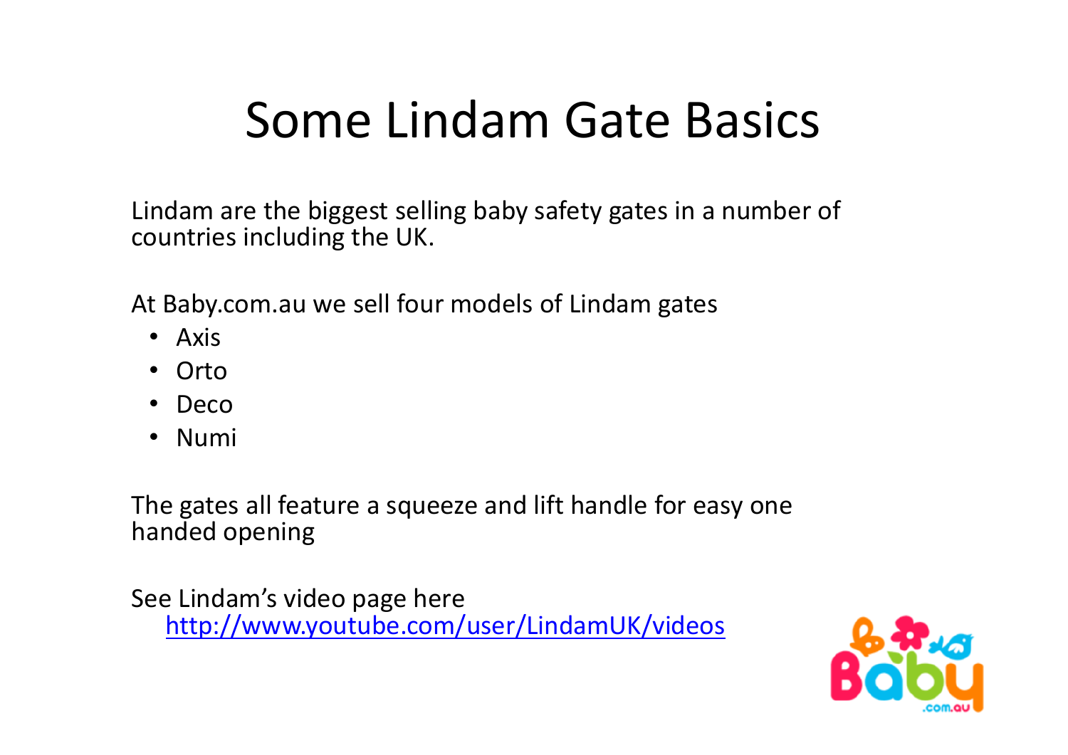# Some Lindam Gate Basics

Lindam are the biggest selling baby safety gates in a number of countries including the UK.

At Baby.com.au we sell four models of Lindam gates

- Axis
- Orto
- Deco
- Numi

The gates all feature a squeeze and lift handle for easy one handed opening

See Lindam's video page here
[http://www.youtube.com/user/LindamUK/videos](http://www.youtube.com/user/LindamUK/videos)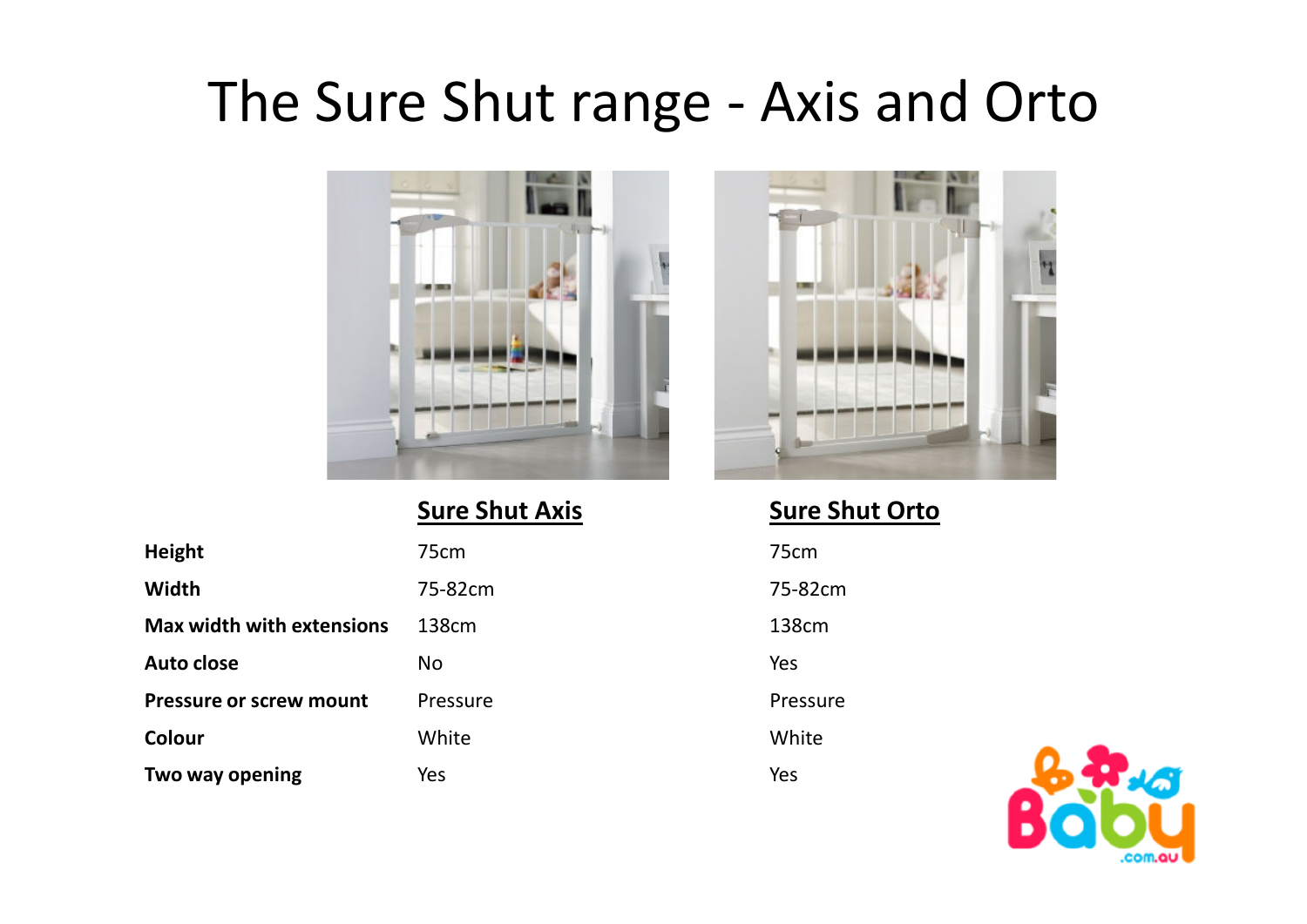# The Sure Shut range - Axis and Orto

| | Sure Shut Axis | Sure Shut Orto |
|---|---|---|
| **Height** | 75cm | 75cm |
| **Width** | 75-82cm | 75-82cm |
| **Max width with extensions** | 138cm | 138cm |
| **Auto close** | No | Yes |
| **Pressure or screw mount** | Pressure | Pressure |
| **Colour** | White | White |
| **Two way opening** | Yes | Yes |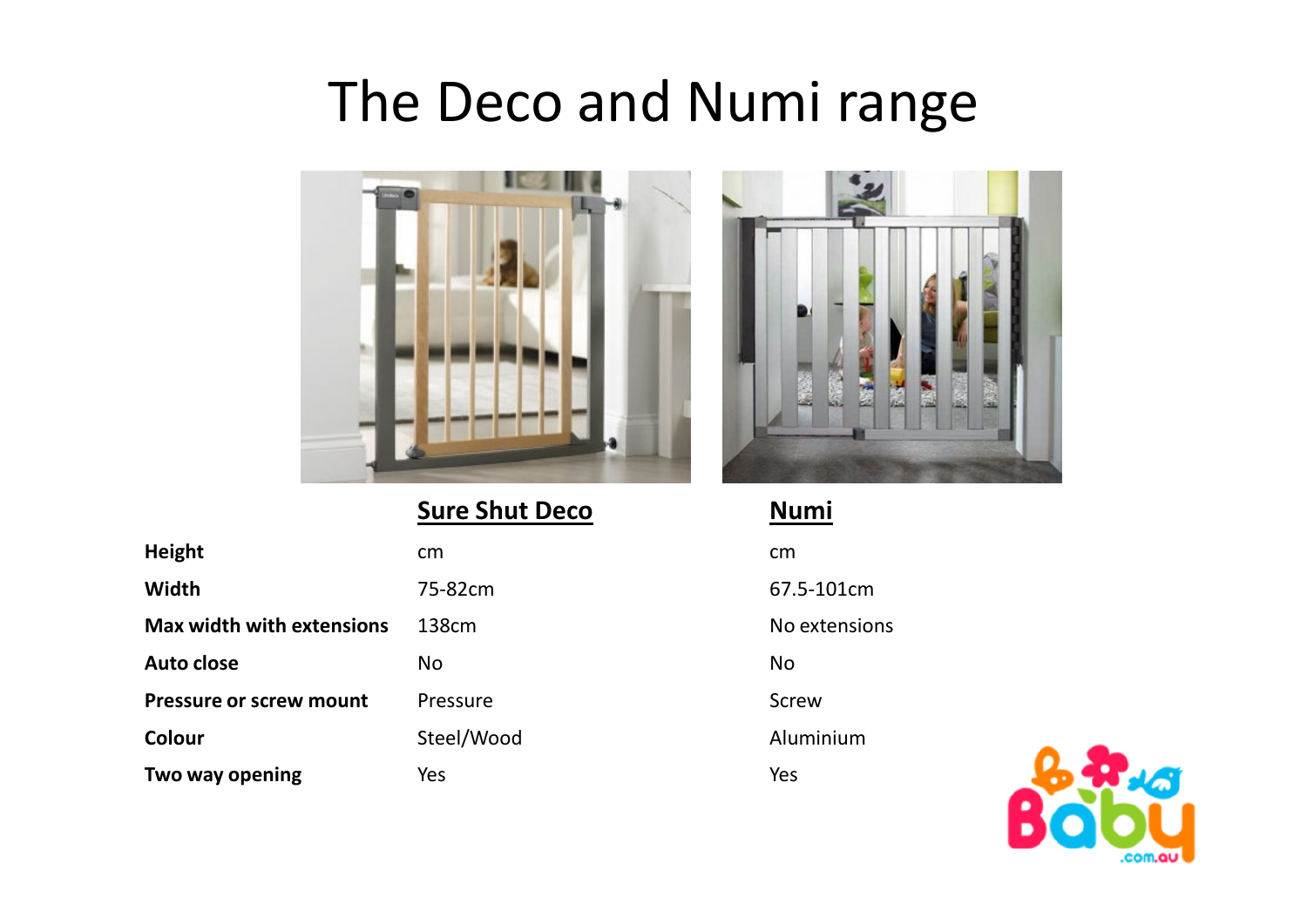# The Deco and Numi range

| | Sure Shut Deco | Numi |
|---|---|---|
| Height | cm | cm |
| Width | 75-82cm | 67.5-101cm |
| Max width with extensions | 138cm | No extensions |
| Auto close | No | No |
| Pressure or screw mount | Pressure | Screw |
| Colour | Steel/Wood | Aluminium |
| Two way opening | Yes | Yes |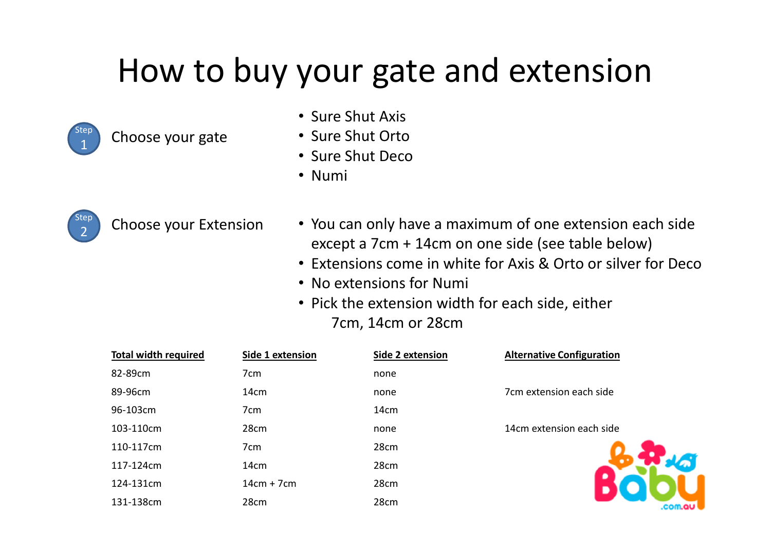# How to buy your gate and extension

**Step 1** Choose your gate

- Sure Shut Axis
- Sure Shut Orto
- Sure Shut Deco
- Numi

**Step 2** Choose your Extension

- You can only have a maximum of one extension each side except a 7cm + 14cm on one side (see table below)
- Extensions come in white for Axis & Orto or silver for Deco
- No extensions for Numi
- Pick the extension width for each side, either 7cm, 14cm or 28cm

| Total width required | Side 1 extension | Side 2 extension | Alternative Configuration |
|---|---|---|---|
| 82-89cm | 7cm | none | |
| 89-96cm | 14cm | none | 7cm extension each side |
| 96-103cm | 7cm | 14cm | |
| 103-110cm | 28cm | none | 14cm extension each side |
| 110-117cm | 7cm | 28cm | |
| 117-124cm | 14cm | 28cm | |
| 124-131cm | 14cm + 7cm | 28cm | |
| 131-138cm | 28cm | 28cm | |

Baby .com.au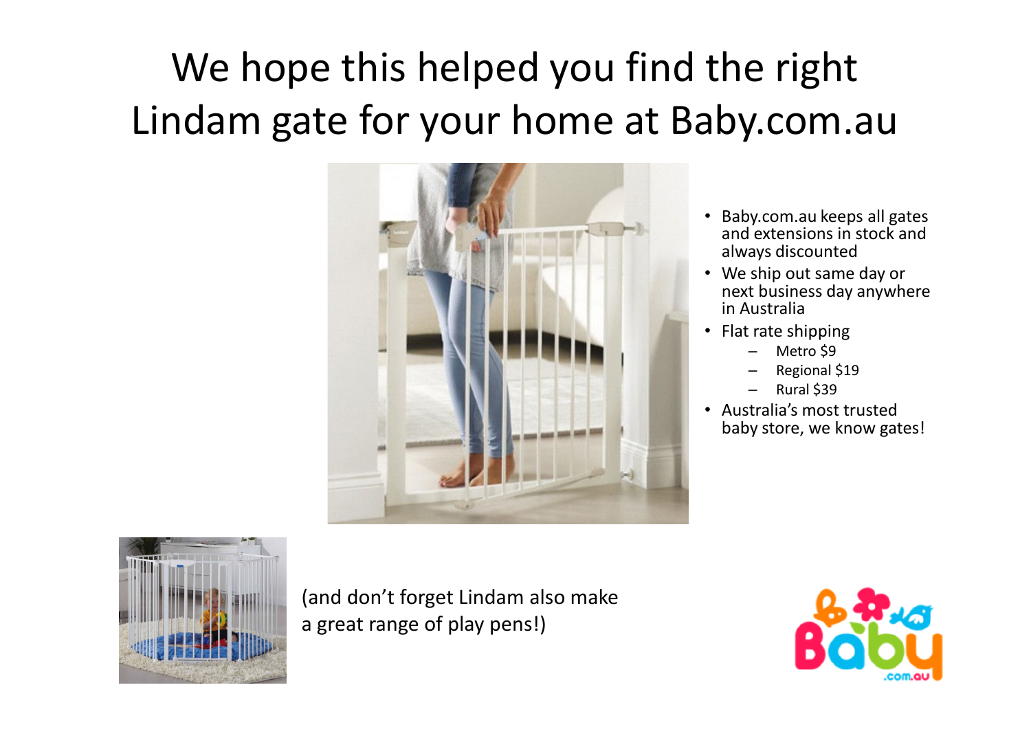# We hope this helped you find the right Lindam gate for your home at Baby.com.au

- Baby.com.au keeps all gates and extensions in stock and always discounted
- We ship out same day or next business day anywhere in Australia
- Flat rate shipping
  - Metro $9
  - Regional $19
  - Rural $39
- Australia's most trusted baby store, we know gates!

(and don't forget Lindam also make a great range of play pens!)